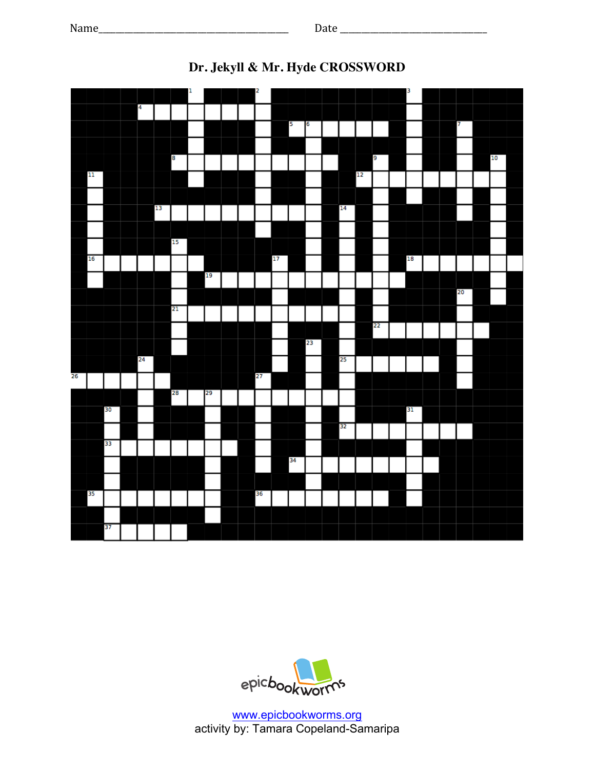Name_______________________________________ Date _____________________________

# Dr. Jekyll & Mr. Hyde CROSSWORD

www.epicbookworms.org

activity by: Tamara Copeland-Samaripa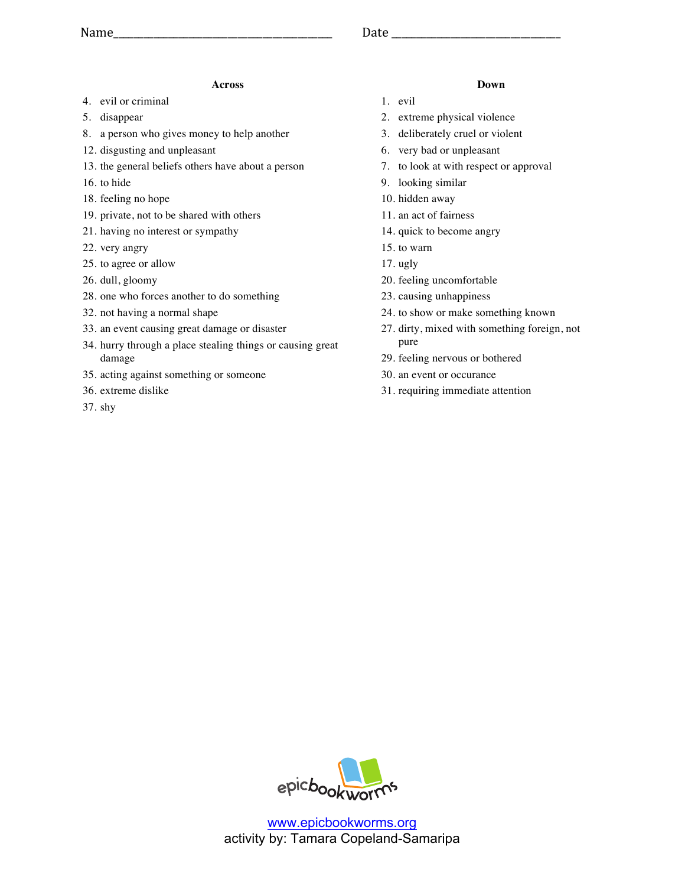Name_________________________________________ Date _______________________________

**Across**

4. evil or criminal
5. disappear
8. a person who gives money to help another
12. disgusting and unpleasant
13. the general beliefs others have about a person
16. to hide
18. feeling no hope
19. private, not to be shared with others
21. having no interest or sympathy
22. very angry
25. to agree or allow
26. dull, gloomy
28. one who forces another to do something
32. not having a normal shape
33. an event causing great damage or disaster
34. hurry through a place stealing things or causing great damage
35. acting against something or someone
36. extreme dislike
37. shy

**Down**

1. evil
2. extreme physical violence
3. deliberately cruel or violent
6. very bad or unpleasant
7. to look at with respect or approval
9. looking similar
10. hidden away
11. an act of fairness
14. quick to become angry
15. to warn
17. ugly
20. feeling uncomfortable
23. causing unhappiness
24. to show or make something known
27. dirty, mixed with something foreign, not pure
29. feeling nervous or bothered
30. an event or occurance
31. requiring immediate attention

epicbookworms

www.epicbookworms.org
activity by: Tamara Copeland-Samaripa